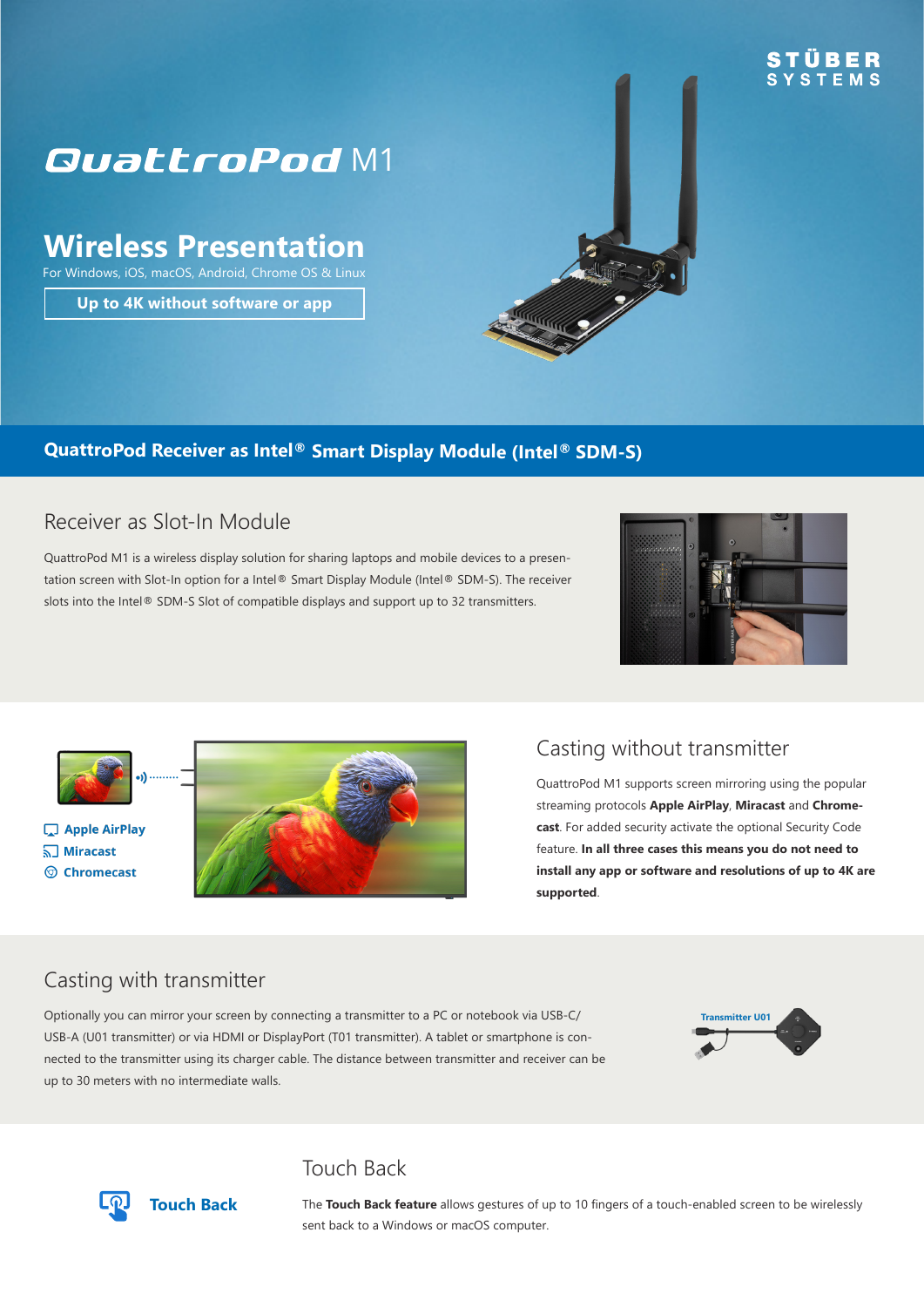STÜBER SYSTEMS

# QuattroPod M1

## Wireless Presentation

For Windows, iOS, macOS, Android, Chrome OS & Linux

**Up to 4K without software or app**

## QuattroPod Receiver as Intel® Smart Display Module (Intel® SDM-S)

### Receiver as Slot-In Module

QuattroPod M1 is a wireless display solution for sharing laptops and mobile devices to a presentation screen with Slot-In option for a Intel® Smart Display Module (Intel® SDM-S). The receiver slots into the Intel® SDM-S Slot of compatible displays and support up to 32 transmitters.

**Apple AirPlay**
**Miracast**
**Chromecast**

### Casting without transmitter

QuattroPod M1 supports screen mirroring using the popular streaming protocols **Apple AirPlay**, **Miracast** and **Chromecast**. For added security activate the optional Security Code feature. **In all three cases this means you do not need to install any app or software and resolutions of up to 4K are supported**.

### Casting with transmitter

Optionally you can mirror your screen by connecting a transmitter to a PC or notebook via USB-C/USB-A (U01 transmitter) or via HDMI or DisplayPort (T01 transmitter). A tablet or smartphone is connected to the transmitter using its charger cable. The distance between transmitter and receiver can be up to 30 meters with no intermediate walls.

Transmitter U01

**Touch Back**

### Touch Back

The **Touch Back feature** allows gestures of up to 10 fingers of a touch-enabled screen to be wirelessly sent back to a Windows or macOS computer.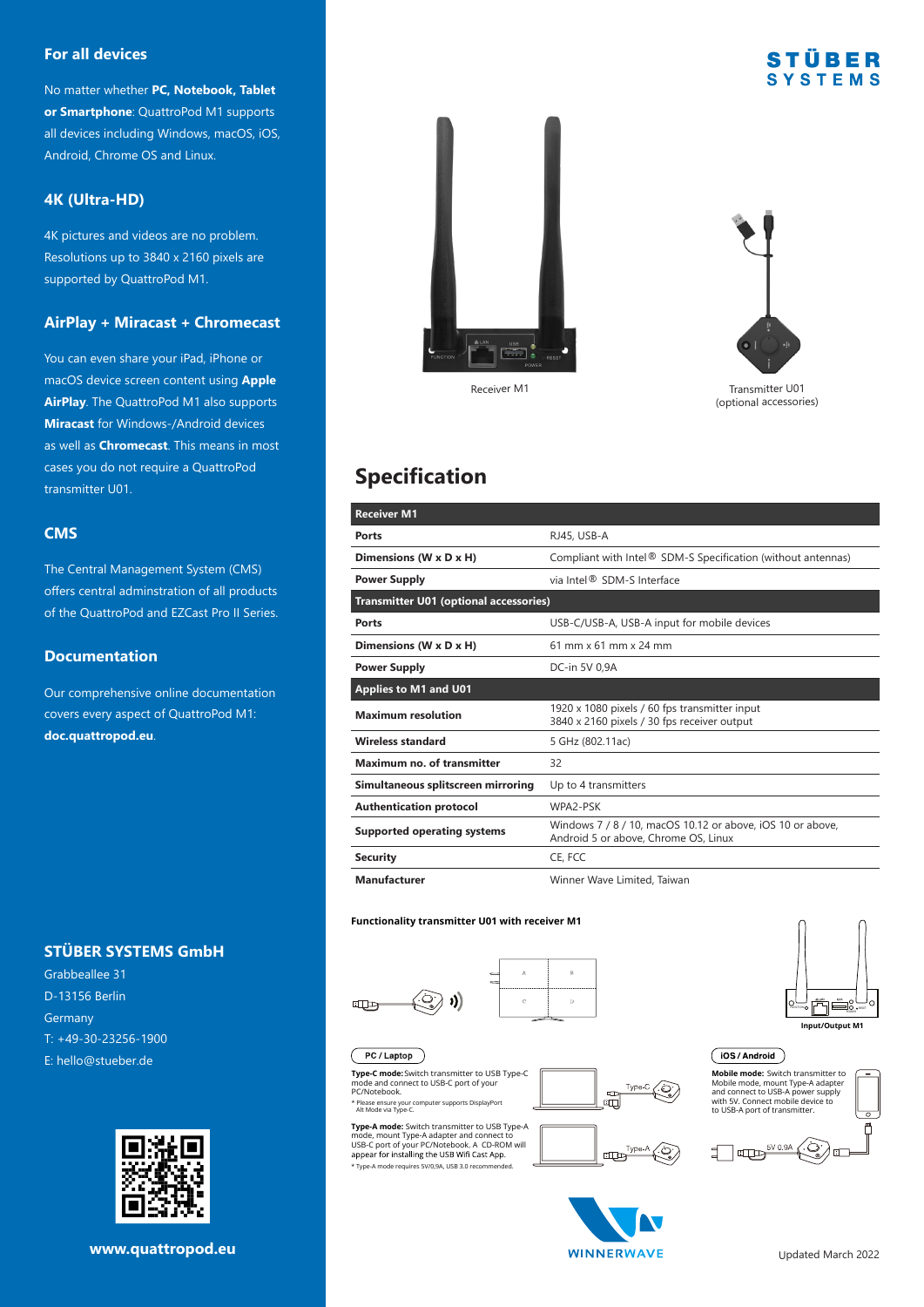## For all devices

No matter whether **PC, Notebook, Tablet or Smartphone**: QuattroPod M1 supports all devices including Windows, macOS, iOS, Android, Chrome OS and Linux.

## 4K (Ultra-HD)

4K pictures and videos are no problem. Resolutions up to 3840 x 2160 pixels are supported by QuattroPod M1.

## AirPlay + Miracast + Chromecast

You can even share your iPad, iPhone or macOS device screen content using **Apple AirPlay**. The QuattroPod M1 also supports **Miracast** for Windows-/Android devices as well as **Chromecast**. This means in most cases you do not require a QuattroPod transmitter U01.

## CMS

The Central Management System (CMS) offers central adminstration of all products of the QuattroPod and EZCast Pro II Series.

## Documentation

Our comprehensive online documentation covers every aspect of QuattroPod M1: **doc.quattropod.eu**.

## STÜBER SYSTEMS GmbH

Grabbeallee 31
D-13156 Berlin
Germany
T: +49-30-23256-1900
E: hello@stueber.de

**www.quattropod.eu**

STÜBER SYSTEMS

Receiver M1

Transmitter U01
(optional accessories)

# Specification

| | |
|---|---|
| **Receiver M1** | |
| **Ports** | RJ45, USB-A |
| **Dimensions (W x D x H)** | Compliant with Intel® SDM-S Specification (without antennas) |
| **Power Supply** | via Intel® SDM-S Interface |
| **Transmitter U01 (optional accessories)** | |
| **Ports** | USB-C/USB-A, USB-A input for mobile devices |
| **Dimensions (W x D x H)** | 61 mm x 61 mm x 24 mm |
| **Power Supply** | DC-in 5V 0,9A |
| **Applies to M1 and U01** | |
| **Maximum resolution** | 1920 x 1080 pixels / 60 fps transmitter input<br>3840 x 2160 pixels / 30 fps receiver output |
| **Wireless standard** | 5 GHz (802.11ac) |
| **Maximum no. of transmitter** | 32 |
| **Simultaneous splitscreen mirroring** | Up to 4 transmitters |
| **Authentication protocol** | WPA2-PSK |
| **Supported operating systems** | Windows 7 / 8 / 10, macOS 10.12 or above, iOS 10 or above, Android 5 or above, Chrome OS, Linux |
| **Security** | CE, FCC |
| **Manufacturer** | Winner Wave Limited, Taiwan |

**Functionality transmitter U01 with receiver M1**

A B C D

Input/Output M1

**PC / Laptop**

**Type-C mode:** Switch transmitter to USB Type-C mode and connect to USB-C port of your PC/Notebook.

* Please ensure your computer supports DisplayPort Alt Mode via Type-C.

Type-C

**Type-A mode:** Switch transmitter to USB Type-A mode, mount Type-A adapter and connect to USB-C port of your PC/Notebook. A CD-ROM will appear for installing the USB Wifi Cast App.

* Type-A mode requires 5V/0,9A, USB 3.0 recommended.

Type-A

**iOS / Android**

**Mobile mode:** Switch transmitter to Mobile mode, mount Type-A adapter and connect to USB-A power supply with 5V. Connect mobile device to to USB-A port of transmitter.

5V 0,9A

WINNERWAVE

Updated March 2022